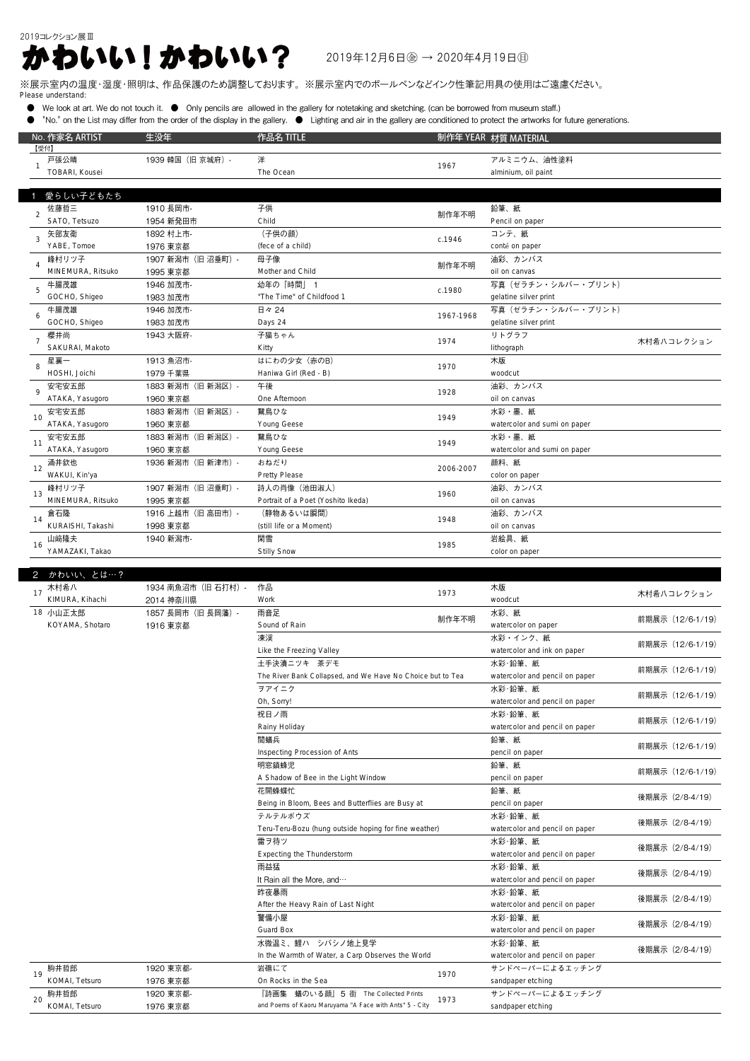2019コレクション展Ⅲ

# かわいい！かわいい？

2019年12月6日㊎ → 2020年4月19日㊐

※展示室内の温度・湿度・照明は、作品保護のため調整しております。※展示室内でのボールペンなどインク性筆記用具の使用はご遠慮ください。
Please understand:

- We look at art. We do not touch it. ● Only pencils are allowed in the gallery for notetaking and sketching. (can be borrowed from museum staff.)
- "No." on the List may differ from the order of the display in the gallery. ● Lighting and air in the gallery are conditioned to protect the artworks for future generations.

| No. | 作家名 ARTIST | 生没年 | 作品名 TITLE | 制作年 YEAR | 材質 MATERIAL | |
|---|---|---|---|---|---|---|
| 【受付】 | | | | | | |
| 1 | 戸張公晴<br>TOBARI, Kousei | 1939 韓国（旧 京城府）- | 洋<br>The Ocean | 1967 | アルミニウム、油性塗料<br>alminium, oil paint | |
| **1 愛らしい子どもたち** | | | | | | |
| 2 | 佐藤哲三<br>SATO, Tetsuzo | 1910 長岡市-<br>1954 新発田市 | 子供<br>Child | 制作年不明 | 鉛筆、紙<br>Pencil on paper | |
| 3 | 矢部友衛<br>YABE, Tomoe | 1892 村上市-<br>1976 東京都 | （子供の顔）<br>(fece of a child) | c.1946 | コンテ、紙<br>conté on paper | |
| 4 | 峰村リツ子<br>MINEMURA, Ritsuko | 1907 新潟市（旧 沼垂町）-<br>1995 東京都 | 母子像<br>Mother and Child | 制作年不明 | 油彩、カンバス<br>oil on canvas | |
| 5 | 牛腸茂雄<br>GOCHO, Shigeo | 1946 加茂市-<br>1983 加茂市 | 幼年の「時間」 1<br>"The Time" of Childfood 1 | c.1980 | 写真（ゼラチン・シルバー・プリント）<br>gelatine silver print | |
| 6 | 牛腸茂雄<br>GOCHO, Shigeo | 1946 加茂市-<br>1983 加茂市 | 日々 24<br>Days 24 | 1967-1968 | 写真（ゼラチン・シルバー・プリント）<br>gelatine silver print | |
| 7 | 櫻井尚<br>SAKURAI, Makoto | 1943 大阪府- | 子猫ちゃん<br>Kitty | 1974 | リトグラフ<br>lithograph | 木村希八コレクション |
| 8 | 星襄一<br>HOSHI, Joichi | 1913 魚沼市-<br>1979 千葉県 | はにわの少女（赤のB）<br>Haniwa Girl (Red - B) | 1970 | 木版<br>woodcut | |
| 9 | 安宅安五郎<br>ATAKA, Yasugoro | 1883 新潟市（旧 新潟区）-<br>1960 東京都 | 午後<br>One Afternoon | 1928 | 油彩、カンバス<br>oil on canvas | |
| 10 | 安宅安五郎<br>ATAKA, Yasugoro | 1883 新潟市（旧 新潟区）-<br>1960 東京都 | 鵞鳥ひな<br>Young Geese | 1949 | 水彩・墨、紙<br>watercolor and sumi on paper | |
| 11 | 安宅安五郎<br>ATAKA, Yasugoro | 1883 新潟市（旧 新潟区）-<br>1960 東京都 | 鵞鳥ひな<br>Young Geese | 1949 | 水彩・墨、紙<br>watercolor and sumi on paper | |
| 12 | 涌井欽也<br>WAKUI, Kin'ya | 1936 新潟市（旧 新津市）- | おねだり<br>Pretty Please | 2006-2007 | 顔料、紙<br>color on paper | |
| 13 | 峰村リツ子<br>MINEMURA, Ritsuko | 1907 新潟市（旧 沼垂町）-<br>1995 東京都 | 詩人の肖像（池田淑人）<br>Portrait of a Poet (Yoshito Ikeda) | 1960 | 油彩、カンバス<br>oil on canvas | |
| 14 | 倉石隆<br>KURAISHI, Takashi | 1916 上越市（旧 高田市）-<br>1998 東京都 | （静物あるいは瞬間）<br>(still life or a Moment) | 1948 | 油彩、カンバス<br>oil on canvas | |
| 16 | 山崎隆夫<br>YAMAZAKI, Takao | 1940 新潟市- | 閑雪<br>Stilly Snow | 1985 | 岩絵具、紙<br>color on paper | |
| **2 かわいい、とは…？** | | | | | | |
| 17 | 木村希八<br>KIMURA, Kihachi | 1934 南魚沼市（旧 石打村）-<br>2014 神奈川県 | 作品<br>Work | 1973 | 木版<br>woodcut | 木村希八コレクション |
| 18 | 小山正太郎<br>KOYAMA, Shotaro | 1857 長岡市（旧 長岡藩）-<br>1916 東京都 | 雨音足<br>Sound of Rain | 制作年不明 | 水彩、紙<br>watercolor on paper | 前期展示（12/6-1/19） |
| | | | 凍渓<br>Like the Freezing Valley | | 水彩・インク、紙<br>watercolor and ink on paper | 前期展示（12/6-1/19） |
| | | | 土手決潰ニツキ 茶デモ<br>The River Bank Collapsed, and We Have No Choice but to Tea | | 水彩・鉛筆、紙<br>watercolor and pencil on paper | 前期展示（12/6-1/19） |
| | | | ヲアイニク<br>Oh, Sorry! | | 水彩･鉛筆、紙<br>watercolor and pencil on paper | 前期展示（12/6-1/19） |
| | | | 祝日ノ雨<br>Rainy Holiday | | 水彩･鉛筆、紙<br>watercolor and pencil on paper | 前期展示（12/6-1/19） |
| | | | 閲蟻兵<br>Inspecting Procession of Ants | | 鉛筆、紙<br>pencil on paper | 前期展示（12/6-1/19） |
| | | | 明窓鎖蜂児<br>A Shadow of Bee in the Light Window | | 鉛筆、紙<br>pencil on paper | 前期展示（12/6-1/19） |
| | | | 花開蜂蝶忙<br>Being in Bloom, Bees and Butterflies are Busy at | | 鉛筆、紙<br>pencil on paper | 後期展示（2/8-4/19） |
| | | | テルテルボウズ<br>Teru-Teru-Bozu (hung outside hoping for fine weather) | | 水彩･鉛筆、紙<br>watercolor and pencil on paper | 後期展示（2/8-4/19） |
| | | | 雷ヲ待ツ<br>Expecting the Thunderstorm | | 水彩･鉛筆、紙<br>watercolor and pencil on paper | 後期展示（2/8-4/19） |
| | | | 雨益猛<br>It Rain all the More, and… | | 水彩･鉛筆、紙<br>watercolor and pencil on paper | 後期展示（2/8-4/19） |
| | | | 昨夜暴雨<br>After the Heavy Rain of Last Night | | 水彩･鉛筆、紙<br>watercolor and pencil on paper | 後期展示（2/8-4/19） |
| | | | 警備小屋<br>Guard Box | | 水彩･鉛筆、紙<br>watercolor and pencil on paper | 後期展示（2/8-4/19） |
| | | | 水微温ミ、鯉ハ シバシノ地上見学<br>In the Warmth of Water, a Carp Observes the World | | 水彩･鉛筆、紙<br>watercolor and pencil on paper | 後期展示（2/8-4/19） |
| 19 | 駒井哲郎<br>KOMAI, Tetsuro | 1920 東京都-<br>1976 東京都 | 岩礁にて<br>On Rocks in the Sea | 1970 | サンドペーパーによるエッチング<br>sandpaper etching | |
| 20 | 駒井哲郎<br>KOMAI, Tetsuro | 1920 東京都-<br>1976 東京都 | 『詩画集 蟻のいる顔』 5 街 The Collected Prints<br>and Poems of Kaoru Maruyama "A Face with Ants" 5 - City | 1973 | サンドペーパーによるエッチング<br>sandpaper etching | |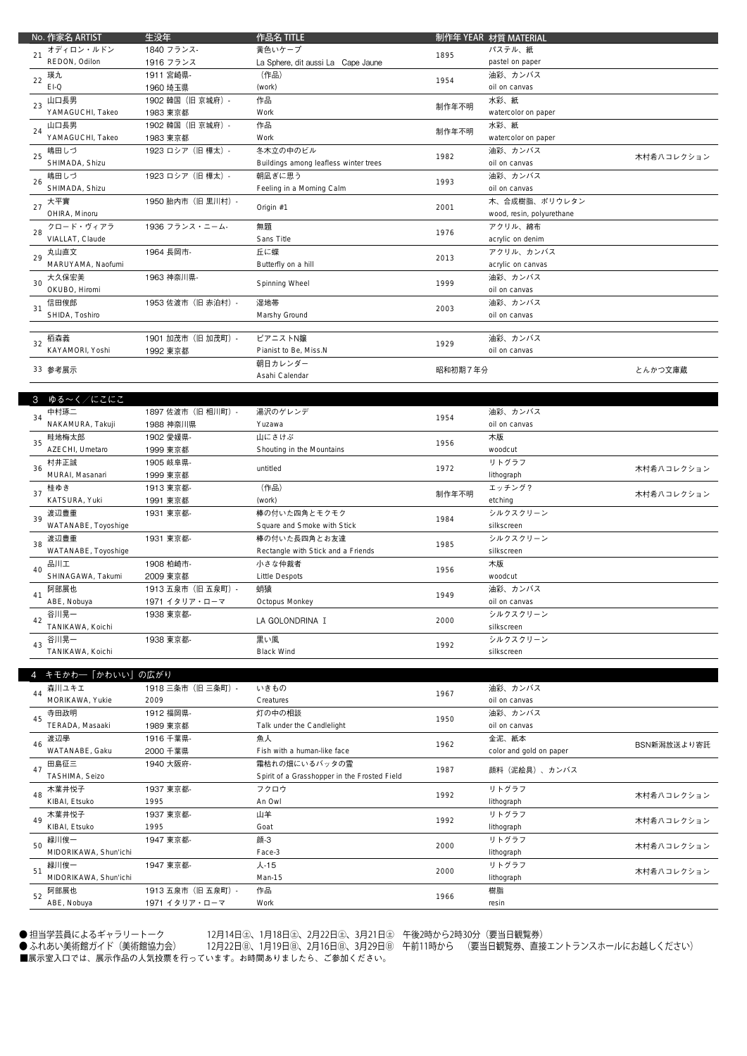| No. | 作家名 ARTIST | 生没年 | 作品名 TITLE | 制作年 YEAR | 材質 MATERIAL | |
|---|---|---|---|---|---|---|
| 21 | オディロン・ルドン<br>REDON, Odilon | 1840 フランス-<br>1916 フランス | 黄色いケープ<br>La Sphere, dit aussi La Cape Jaune | 1895 | パステル、紙<br>pastel on paper | |
| 22 | 瑛九<br>EI-Q | 1911 宮崎県-<br>1960 埼玉県 | (作品)<br>(work) | 1954 | 油彩、カンバス<br>oil on canvas | |
| 23 | 山口長男<br>YAMAGUCHI, Takeo | 1902 韓国(旧 京城府)-<br>1983 東京都 | 作品<br>Work | 制作年不明 | 水彩、紙<br>watercolor on paper | |
| 24 | 山口長男<br>YAMAGUCHI, Takeo | 1902 韓国(旧 京城府)-<br>1983 東京都 | 作品<br>Work | 制作年不明 | 水彩、紙<br>watercolor on paper | |
| 25 | 嶋田しづ<br>SHIMADA, Shizu | 1923 ロシア(旧 樺太)- | 冬木立の中のビル<br>Buildings among leafless winter trees | 1982 | 油彩、カンバス<br>oil on canvas | 木村希八コレクション |
| 26 | 嶋田しづ<br>SHIMADA, Shizu | 1923 ロシア(旧 樺太)- | 朝凪ぎに思う<br>Feeling in a Morning Calm | 1993 | 油彩、カンバス<br>oil on canvas | |
| 27 | 大平實<br>OHIRA, Minoru | 1950 胎内市(旧 黒川村)- | Origin #1 | 2001 | 木、合成樹脂、ポリウレタン<br>wood, resin, polyurethane | |
| 28 | クロード・ヴィアラ<br>VIALLAT, Claude | 1936 フランス・ニーム- | 無題<br>Sans Title | 1976 | アクリル、綿布<br>acrylic on denim | |
| 29 | 丸山直文<br>MARUYAMA, Naofumi | 1964 長岡市- | 丘に蝶<br>Butterfly on a hill | 2013 | アクリル、カンバス<br>acrylic on canvas | |
| 30 | 大久保宏美<br>OKUBO, Hiromi | 1963 神奈川県- | Spinning Wheel | 1999 | 油彩、カンバス<br>oil on canvas | |
| 31 | 信田俊郎<br>SHIDA, Toshiro | 1953 佐渡市(旧 赤泊村)- | 湿地帯<br>Marshy Ground | 2003 | 油彩、カンバス<br>oil on canvas | |
| 32 | 栢森義<br>KAYAMORI, Yoshi | 1901 加茂市(旧 加茂町)-<br>1992 東京都 | ピアニストN嬢<br>Pianist to Be, Miss.N | 1929 | 油彩、カンバス<br>oil on canvas | |
| 33 | 参考展示 | | 朝日カレンダー<br>Asahi Calendar | 昭和初期7年分 | | とんかつ文庫蔵 |

## 3 ゆる〜く／にこにこ

| No. | 作家名 ARTIST | 生没年 | 作品名 TITLE | 制作年 YEAR | 材質 MATERIAL | |
|---|---|---|---|---|---|---|
| 34 | 中村琢二<br>NAKAMURA, Takuji | 1897 佐渡市(旧 相川町)-<br>1988 神奈川県 | 湯沢のゲレンデ<br>Yuzawa | 1954 | 油彩、カンバス<br>oil on canvas | |
| 35 | 畦地梅太郎<br>AZECHI, Umetaro | 1902 愛媛県-<br>1999 東京都 | 山にさけぶ<br>Shouting in the Mountains | 1956 | 木版<br>woodcut | |
| 36 | 村井正誠<br>MURAI, Masanari | 1905 岐阜県-<br>1999 東京都 | untitled | 1972 | リトグラフ<br>lithograph | 木村希八コレクション |
| 37 | 桂ゆき<br>KATSURA, Yuki | 1913 東京都-<br>1991 東京都 | (作品)<br>(work) | 制作年不明 | エッチング?<br>etching | 木村希八コレクション |
| 39 | 渡辺豊重<br>WATANABE, Toyoshige | 1931 東京都- | 棒の付いた四角とモクモク<br>Square and Smoke with Stick | 1984 | シルクスクリーン<br>silkscreen | |
| 38 | 渡辺豊重<br>WATANABE, Toyoshige | 1931 東京都- | 棒の付いた長四角とお友達<br>Rectangle with Stick and a Friends | 1985 | シルクスクリーン<br>silkscreen | |
| 40 | 品川工<br>SHINAGAWA, Takumi | 1908 柏崎市-<br>2009 東京都 | 小さな仲裁者<br>Little Despots | 1956 | 木版<br>woodcut | |
| 41 | 阿部展也<br>ABE, Nobuya | 1913 五泉市(旧 五泉町)-<br>1971 イタリア・ローマ | 蛸猿<br>Octopus Monkey | 1949 | 油彩、カンバス<br>oil on canvas | |
| 42 | 谷川晃一<br>TANIKAWA, Koichi | 1938 東京都- | LA GOLONDRINA I | 2000 | シルクスクリーン<br>silkscreen | |
| 43 | 谷川晃一<br>TANIKAWA, Koichi | 1938 東京都- | 黒い風<br>Black Wind | 1992 | シルクスクリーン<br>silkscreen | |

## 4 キモかわ―「かわいい」の広がり

| No. | 作家名 ARTIST | 生没年 | 作品名 TITLE | 制作年 YEAR | 材質 MATERIAL | |
|---|---|---|---|---|---|---|
| 44 | 森川ユキエ<br>MORIKAWA, Yukie | 1918 三条市(旧 三条町)-<br>2009 | いきもの<br>Creatures | 1967 | 油彩、カンバス<br>oil on canvas | |
| 45 | 寺田政明<br>TERADA, Masaaki | 1912 福岡県-<br>1989 東京都 | 灯の中の相談<br>Talk under the Candlelight | 1950 | 油彩、カンバス<br>oil on canvas | |
| 46 | 渡辺學<br>WATANABE, Gaku | 1916 千葉県-<br>2000 千葉県 | 魚人<br>Fish with a human-like face | 1962 | 金泥、紙本<br>color and gold on paper | BSN新潟放送より寄託 |
| 47 | 田島征三<br>TASHIMA, Seizo | 1940 大阪府- | 霜枯れの畑にいるバッタの霊<br>Spirit of a Grasshopper in the Frosted Field | 1987 | 顔料(泥絵具)、カンバス | |
| 48 | 木葉井悦子<br>KIBAI, Etsuko | 1937 東京都-<br>1995 | フクロウ<br>An Owl | 1992 | リトグラフ<br>lithograph | 木村希八コレクション |
| 49 | 木葉井悦子<br>KIBAI, Etsuko | 1937 東京都-<br>1995 | 山羊<br>Goat | 1992 | リトグラフ<br>lithograph | 木村希八コレクション |
| 50 | 緑川俊一<br>MIDORIKAWA, Shun'ichi | 1947 東京都- | 顔-3<br>Face-3 | 2000 | リトグラフ<br>lithograph | 木村希八コレクション |
| 51 | 緑川俊一<br>MIDORIKAWA, Shun'ichi | 1947 東京都- | 人-15<br>Man-15 | 2000 | リトグラフ<br>lithograph | 木村希八コレクション |
| 52 | 阿部展也<br>ABE, Nobuya | 1913 五泉市(旧 五泉町)-<br>1971 イタリア・ローマ | 作品<br>Work | 1966 | 樹脂<br>resin | |

● 担当学芸員によるギャラリートーク　12月14日㊏、1月18日㊏、2月22日㊏、3月21日㊏　午後2時から2時30分（要当日観覧券）

● ふれあい美術館ガイド（美術館協力会）　12月22日㊐、1月19日㊐、2月16日㊐、3月29日㊐　午前11時から　（要当日観覧券、直接エントランスホールにお越しください）

■展示室入口では、展示作品の人気投票を行っています。お時間ありましたら、ご参加ください。